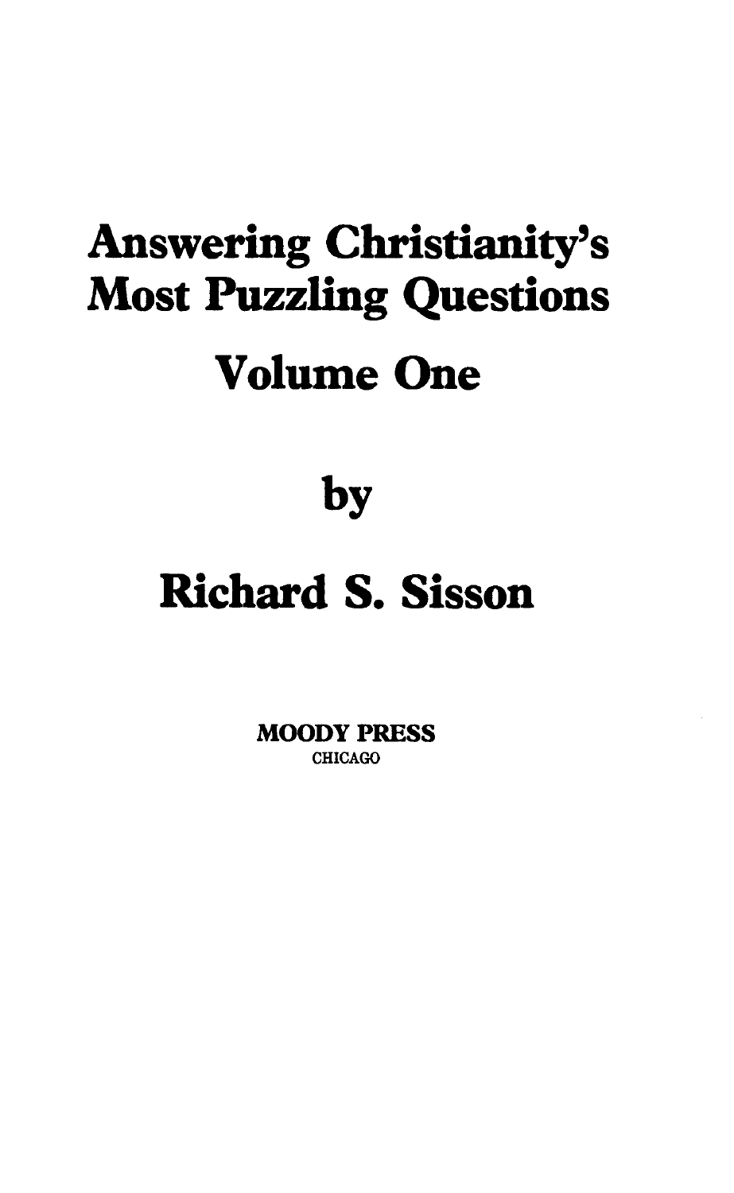# Answering Christianity's Most Puzzling Questions

## Volume One

by

## Richard S. Sisson

**MOODY PRESS**
CHICAGO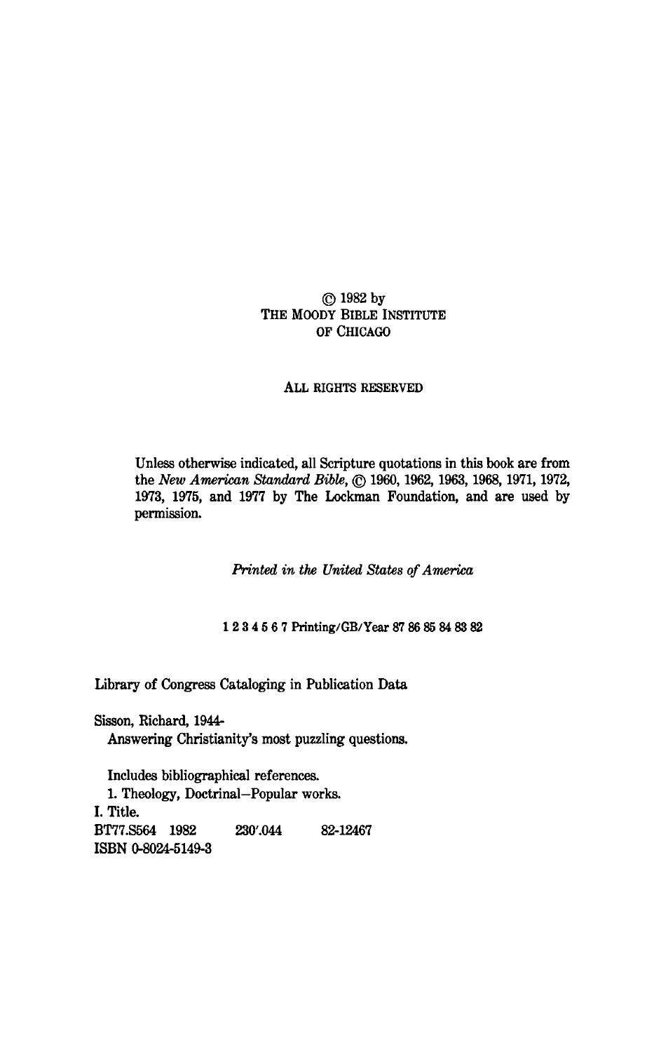© 1982 by
THE MOODY BIBLE INSTITUTE
OF CHICAGO

ALL RIGHTS RESERVED

Unless otherwise indicated, all Scripture quotations in this book are from the *New American Standard Bible*, © 1960, 1962, 1963, 1968, 1971, 1972, 1973, 1975, and 1977 by The Lockman Foundation, and are used by permission.

*Printed in the United States of America*

1 2 3 4 5 6 7 Printing/GB/Year 87 86 85 84 83 82

Library of Congress Cataloging in Publication Data

Sisson, Richard, 1944-
Answering Christianity's most puzzling questions.

Includes bibliographical references.
1. Theology, Doctrinal—Popular works.
I. Title.
BT77.S564 1982 230'.044 82-12467
ISBN 0-8024-5149-3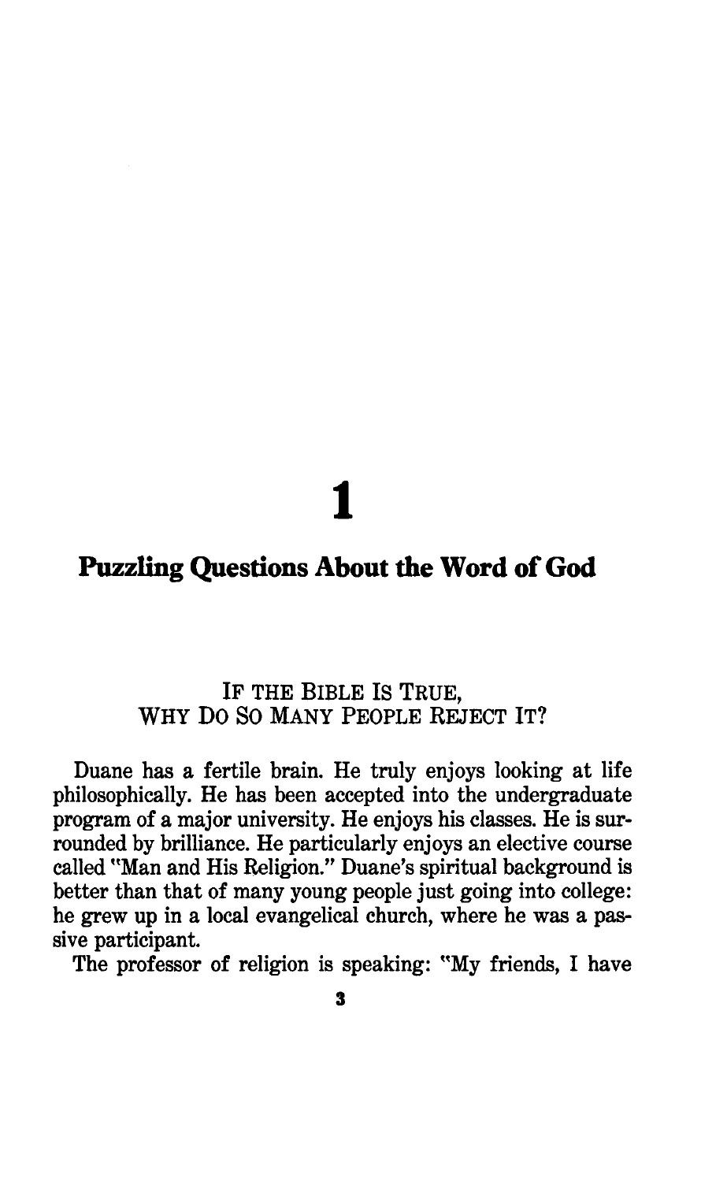# 1

## Puzzling Questions About the Word of God

### If the Bible Is True, Why Do So Many People Reject It?

Duane has a fertile brain. He truly enjoys looking at life philosophically. He has been accepted into the undergraduate program of a major university. He enjoys his classes. He is surrounded by brilliance. He particularly enjoys an elective course called "Man and His Religion." Duane's spiritual background is better than that of many young people just going into college: he grew up in a local evangelical church, where he was a passive participant.

The professor of religion is speaking: "My friends, I have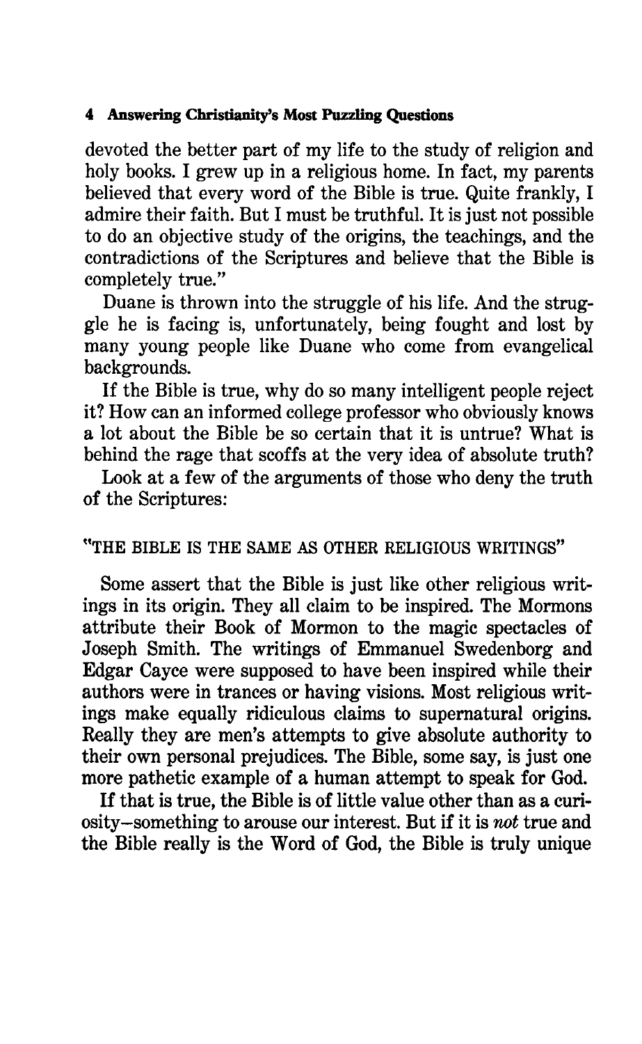devoted the better part of my life to the study of religion and holy books. I grew up in a religious home. In fact, my parents believed that every word of the Bible is true. Quite frankly, I admire their faith. But I must be truthful. It is just not possible to do an objective study of the origins, the teachings, and the contradictions of the Scriptures and believe that the Bible is completely true."

Duane is thrown into the struggle of his life. And the struggle he is facing is, unfortunately, being fought and lost by many young people like Duane who come from evangelical backgrounds.

If the Bible is true, why do so many intelligent people reject it? How can an informed college professor who obviously knows a lot about the Bible be so certain that it is untrue? What is behind the rage that scoffs at the very idea of absolute truth?

Look at a few of the arguments of those who deny the truth of the Scriptures:

## "THE BIBLE IS THE SAME AS OTHER RELIGIOUS WRITINGS"

Some assert that the Bible is just like other religious writings in its origin. They all claim to be inspired. The Mormons attribute their Book of Mormon to the magic spectacles of Joseph Smith. The writings of Emmanuel Swedenborg and Edgar Cayce were supposed to have been inspired while their authors were in trances or having visions. Most religious writings make equally ridiculous claims to supernatural origins. Really they are men's attempts to give absolute authority to their own personal prejudices. The Bible, some say, is just one more pathetic example of a human attempt to speak for God.

If that is true, the Bible is of little value other than as a curiosity—something to arouse our interest. But if it is *not* true and the Bible really is the Word of God, the Bible is truly unique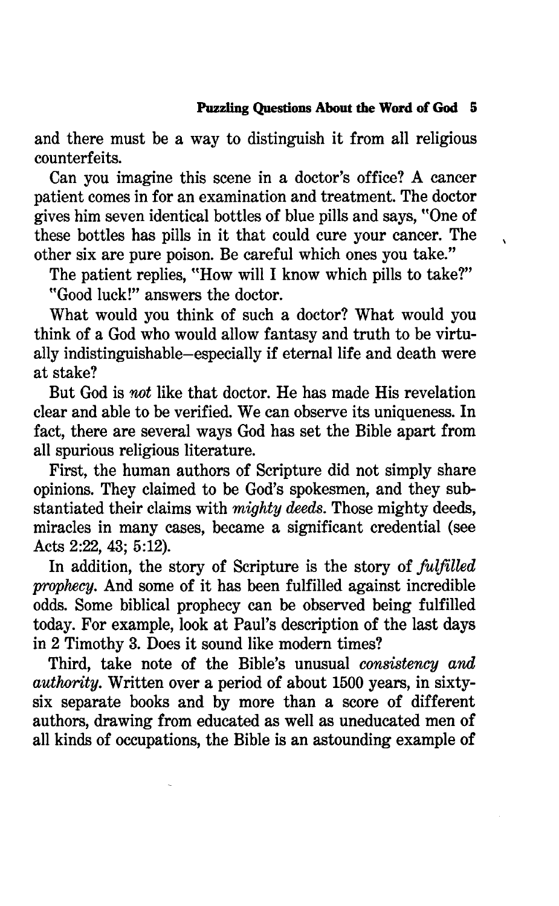and there must be a way to distinguish it from all religious counterfeits.

Can you imagine this scene in a doctor's office? A cancer patient comes in for an examination and treatment. The doctor gives him seven identical bottles of blue pills and says, "One of these bottles has pills in it that could cure your cancer. The other six are pure poison. Be careful which ones you take."

The patient replies, "How will I know which pills to take?"

"Good luck!" answers the doctor.

What would you think of such a doctor? What would you think of a God who would allow fantasy and truth to be virtually indistinguishable—especially if eternal life and death were at stake?

But God is *not* like that doctor. He has made His revelation clear and able to be verified. We can observe its uniqueness. In fact, there are several ways God has set the Bible apart from all spurious religious literature.

First, the human authors of Scripture did not simply share opinions. They claimed to be God's spokesmen, and they substantiated their claims with *mighty deeds*. Those mighty deeds, miracles in many cases, became a significant credential (see Acts 2:22, 43; 5:12).

In addition, the story of Scripture is the story of *fulfilled prophecy*. And some of it has been fulfilled against incredible odds. Some biblical prophecy can be observed being fulfilled today. For example, look at Paul's description of the last days in 2 Timothy 3. Does it sound like modern times?

Third, take note of the Bible's unusual *consistency and authority*. Written over a period of about 1500 years, in sixty-six separate books and by more than a score of different authors, drawing from educated as well as uneducated men of all kinds of occupations, the Bible is an astounding example of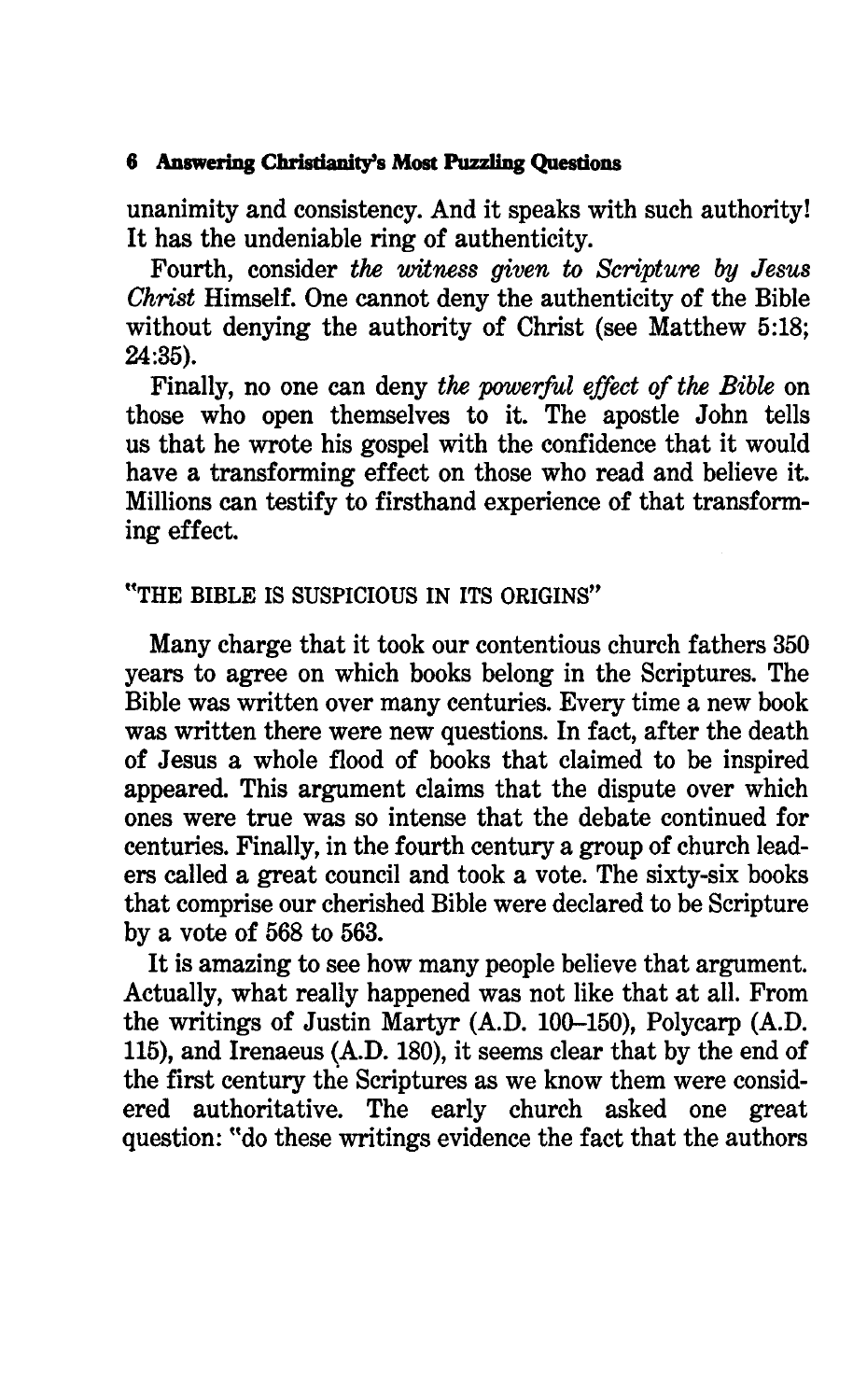unanimity and consistency. And it speaks with such authority! It has the undeniable ring of authenticity.

Fourth, consider *the witness given to Scripture by Jesus Christ* Himself. One cannot deny the authenticity of the Bible without denying the authority of Christ (see Matthew 5:18; 24:35).

Finally, no one can deny *the powerful effect of the Bible* on those who open themselves to it. The apostle John tells us that he wrote his gospel with the confidence that it would have a transforming effect on those who read and believe it. Millions can testify to firsthand experience of that transforming effect.

## "THE BIBLE IS SUSPICIOUS IN ITS ORIGINS"

Many charge that it took our contentious church fathers 350 years to agree on which books belong in the Scriptures. The Bible was written over many centuries. Every time a new book was written there were new questions. In fact, after the death of Jesus a whole flood of books that claimed to be inspired appeared. This argument claims that the dispute over which ones were true was so intense that the debate continued for centuries. Finally, in the fourth century a group of church leaders called a great council and took a vote. The sixty-six books that comprise our cherished Bible were declared to be Scripture by a vote of 568 to 563.

It is amazing to see how many people believe that argument. Actually, what really happened was not like that at all. From the writings of Justin Martyr (A.D. 100–150), Polycarp (A.D. 115), and Irenaeus (A.D. 180), it seems clear that by the end of the first century the Scriptures as we know them were considered authoritative. The early church asked one great question: "do these writings evidence the fact that the authors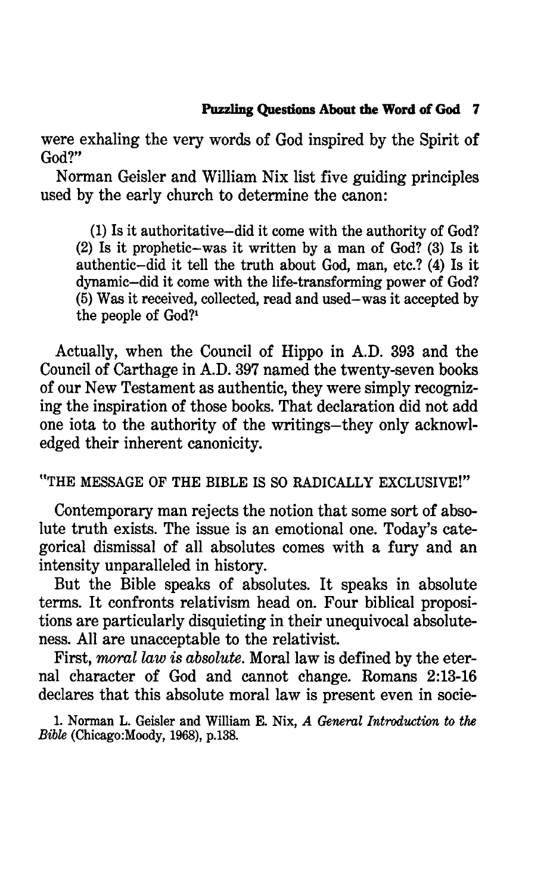were exhaling the very words of God inspired by the Spirit of God?"

Norman Geisler and William Nix list five guiding principles used by the early church to determine the canon:

> (1) Is it authoritative–did it come with the authority of God? (2) Is it prophetic–was it written by a man of God? (3) Is it authentic–did it tell the truth about God, man, etc.? (4) Is it dynamic–did it come with the life-transforming power of God? (5) Was it received, collected, read and used–was it accepted by the people of God?[1]

Actually, when the Council of Hippo in A.D. 393 and the Council of Carthage in A.D. 397 named the twenty-seven books of our New Testament as authentic, they were simply recognizing the inspiration of those books. That declaration did not add one iota to the authority of the writings–they only acknowledged their inherent canonicity.

### "THE MESSAGE OF THE BIBLE IS SO RADICALLY EXCLUSIVE!"

Contemporary man rejects the notion that some sort of absolute truth exists. The issue is an emotional one. Today's categorical dismissal of all absolutes comes with a fury and an intensity unparalleled in history.

But the Bible speaks of absolutes. It speaks in absolute terms. It confronts relativism head on. Four biblical propositions are particularly disquieting in their unequivocal absoluteness. All are unacceptable to the relativist.

First, *moral law is absolute*. Moral law is defined by the eternal character of God and cannot change. Romans 2:13-16 declares that this absolute moral law is present even in socie-

1. Norman L. Geisler and William E. Nix, *A General Introduction to the Bible* (Chicago:Moody, 1968), p.138.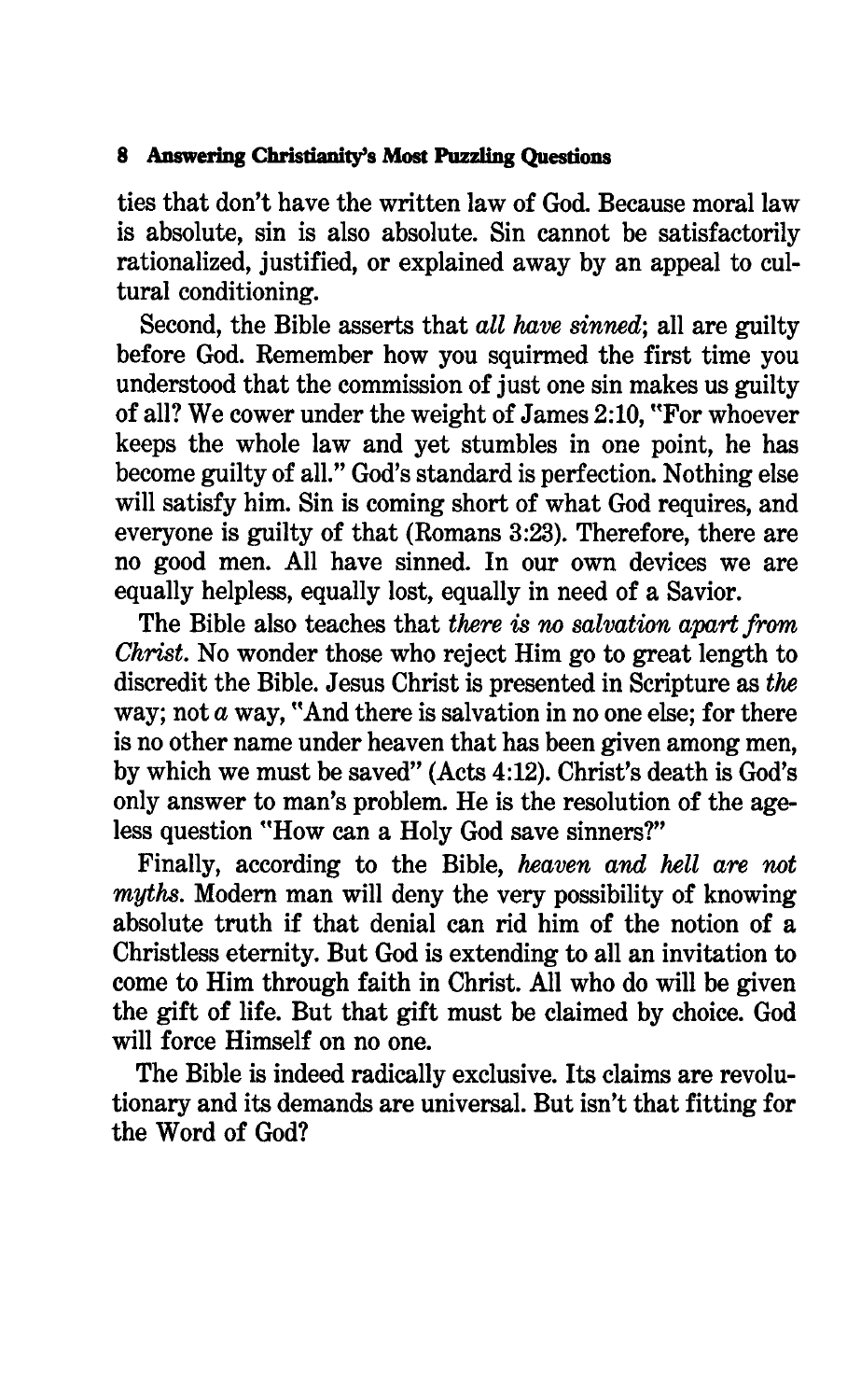ties that don't have the written law of God. Because moral law is absolute, sin is also absolute. Sin cannot be satisfactorily rationalized, justified, or explained away by an appeal to cultural conditioning.

Second, the Bible asserts that *all have sinned*; all are guilty before God. Remember how you squirmed the first time you understood that the commission of just one sin makes us guilty of all? We cower under the weight of James 2:10, "For whoever keeps the whole law and yet stumbles in one point, he has become guilty of all." God's standard is perfection. Nothing else will satisfy him. Sin is coming short of what God requires, and everyone is guilty of that (Romans 3:23). Therefore, there are no good men. All have sinned. In our own devices we are equally helpless, equally lost, equally in need of a Savior.

The Bible also teaches that *there is no salvation apart from Christ*. No wonder those who reject Him go to great length to discredit the Bible. Jesus Christ is presented in Scripture as *the* way; not *a* way, "And there is salvation in no one else; for there is no other name under heaven that has been given among men, by which we must be saved" (Acts 4:12). Christ's death is God's only answer to man's problem. He is the resolution of the ageless question "How can a Holy God save sinners?"

Finally, according to the Bible, *heaven and hell are not myths*. Modern man will deny the very possibility of knowing absolute truth if that denial can rid him of the notion of a Christless eternity. But God is extending to all an invitation to come to Him through faith in Christ. All who do will be given the gift of life. But that gift must be claimed by choice. God will force Himself on no one.

The Bible is indeed radically exclusive. Its claims are revolutionary and its demands are universal. But isn't that fitting for the Word of God?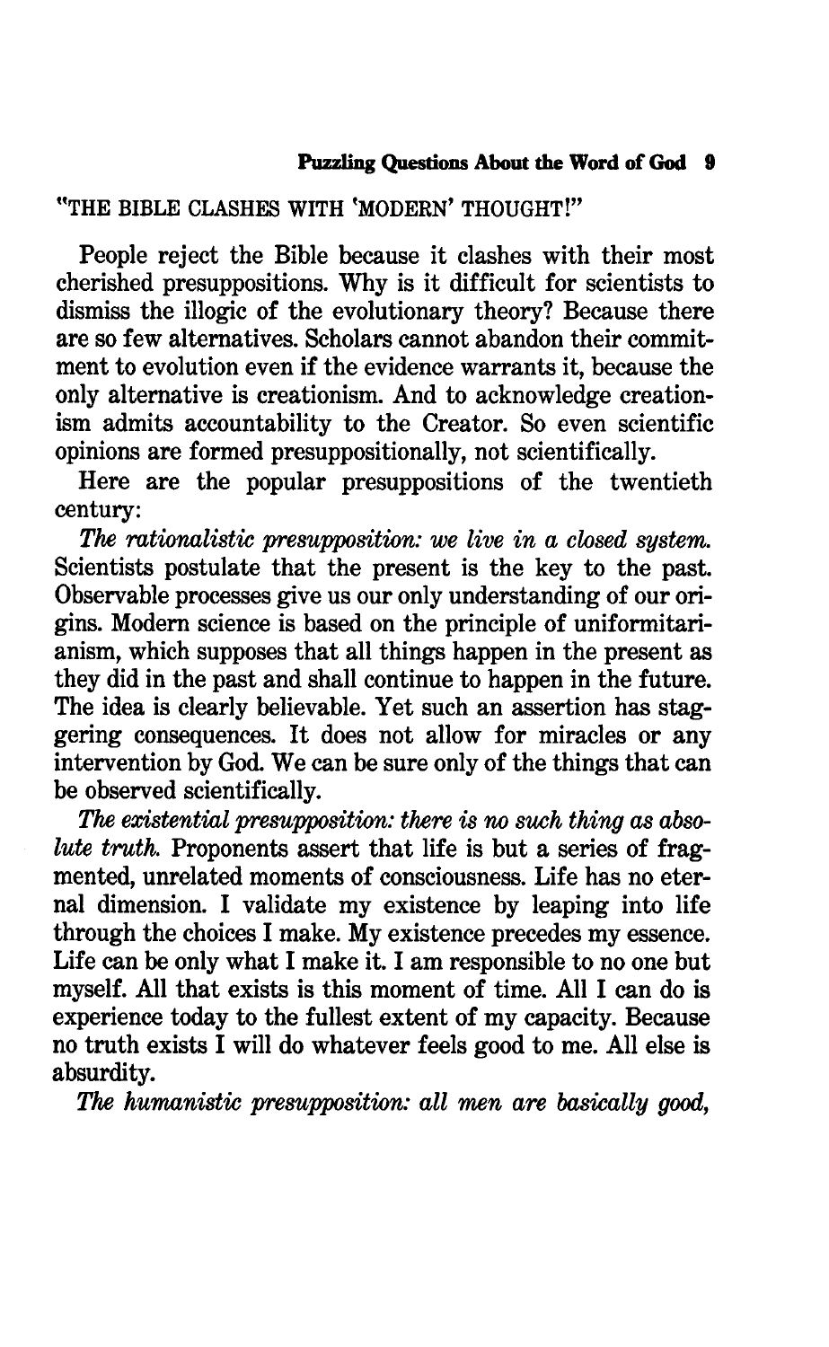"THE BIBLE CLASHES WITH 'MODERN' THOUGHT!"

People reject the Bible because it clashes with their most cherished presuppositions. Why is it difficult for scientists to dismiss the illogic of the evolutionary theory? Because there are so few alternatives. Scholars cannot abandon their commitment to evolution even if the evidence warrants it, because the only alternative is creationism. And to acknowledge creationism admits accountability to the Creator. So even scientific opinions are formed presuppositionally, not scientifically.

Here are the popular presuppositions of the twentieth century:

*The rationalistic presupposition: we live in a closed system.* Scientists postulate that the present is the key to the past. Observable processes give us our only understanding of our origins. Modern science is based on the principle of uniformitarianism, which supposes that all things happen in the present as they did in the past and shall continue to happen in the future. The idea is clearly believable. Yet such an assertion has staggering consequences. It does not allow for miracles or any intervention by God. We can be sure only of the things that can be observed scientifically.

*The existential presupposition: there is no such thing as absolute truth.* Proponents assert that life is but a series of fragmented, unrelated moments of consciousness. Life has no eternal dimension. I validate my existence by leaping into life through the choices I make. My existence precedes my essence. Life can be only what I make it. I am responsible to no one but myself. All that exists is this moment of time. All I can do is experience today to the fullest extent of my capacity. Because no truth exists I will do whatever feels good to me. All else is absurdity.

*The humanistic presupposition: all men are basically good,*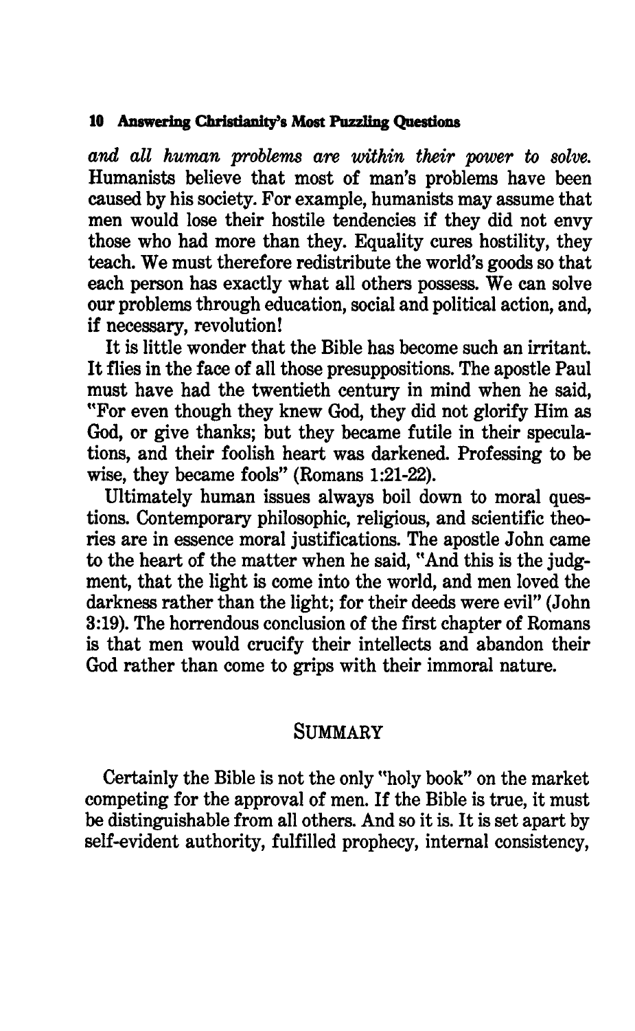*and all human problems are within their power to solve.* Humanists believe that most of man's problems have been caused by his society. For example, humanists may assume that men would lose their hostile tendencies if they did not envy those who had more than they. Equality cures hostility, they teach. We must therefore redistribute the world's goods so that each person has exactly what all others possess. We can solve our problems through education, social and political action, and, if necessary, revolution!

It is little wonder that the Bible has become such an irritant. It flies in the face of all those presuppositions. The apostle Paul must have had the twentieth century in mind when he said, "For even though they knew God, they did not glorify Him as God, or give thanks; but they became futile in their speculations, and their foolish heart was darkened. Professing to be wise, they became fools" (Romans 1:21-22).

Ultimately human issues always boil down to moral questions. Contemporary philosophic, religious, and scientific theories are in essence moral justifications. The apostle John came to the heart of the matter when he said, "And this is the judgment, that the light is come into the world, and men loved the darkness rather than the light; for their deeds were evil" (John 3:19). The horrendous conclusion of the first chapter of Romans is that men would crucify their intellects and abandon their God rather than come to grips with their immoral nature.

## SUMMARY

Certainly the Bible is not the only "holy book" on the market competing for the approval of men. If the Bible is true, it must be distinguishable from all others. And so it is. It is set apart by self-evident authority, fulfilled prophecy, internal consistency,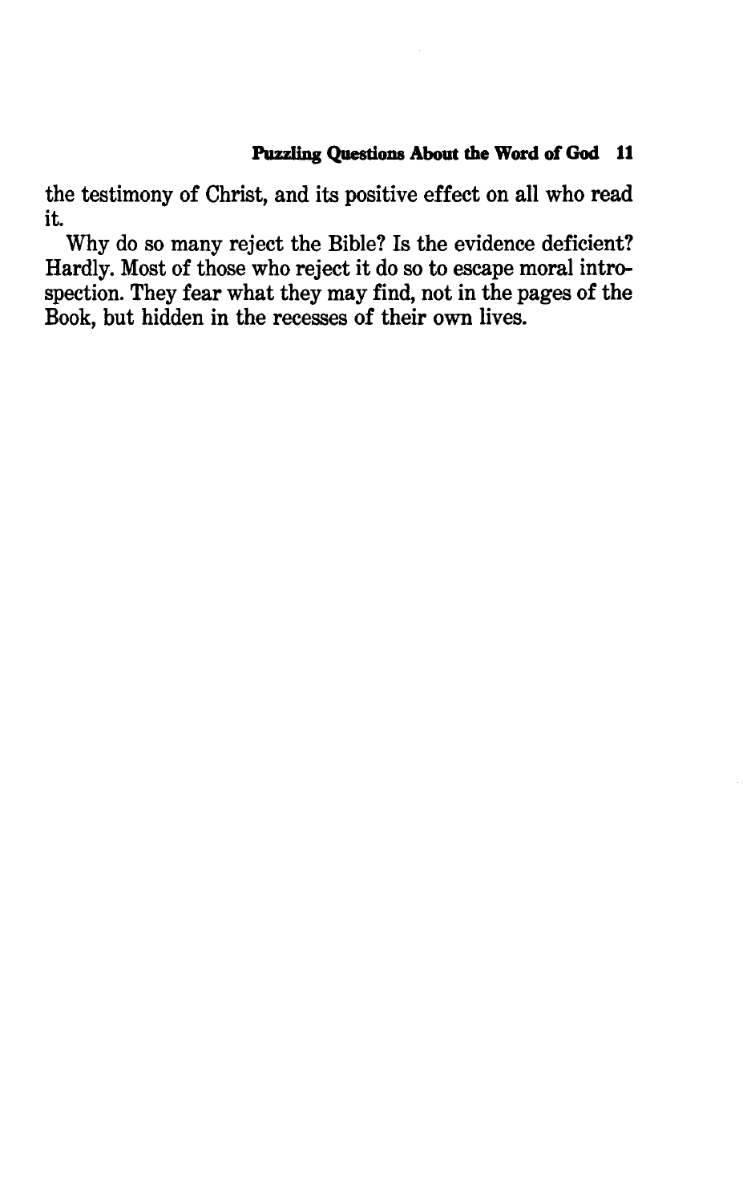the testimony of Christ, and its positive effect on all who read it.

Why do so many reject the Bible? Is the evidence deficient? Hardly. Most of those who reject it do so to escape moral introspection. They fear what they may find, not in the pages of the Book, but hidden in the recesses of their own lives.